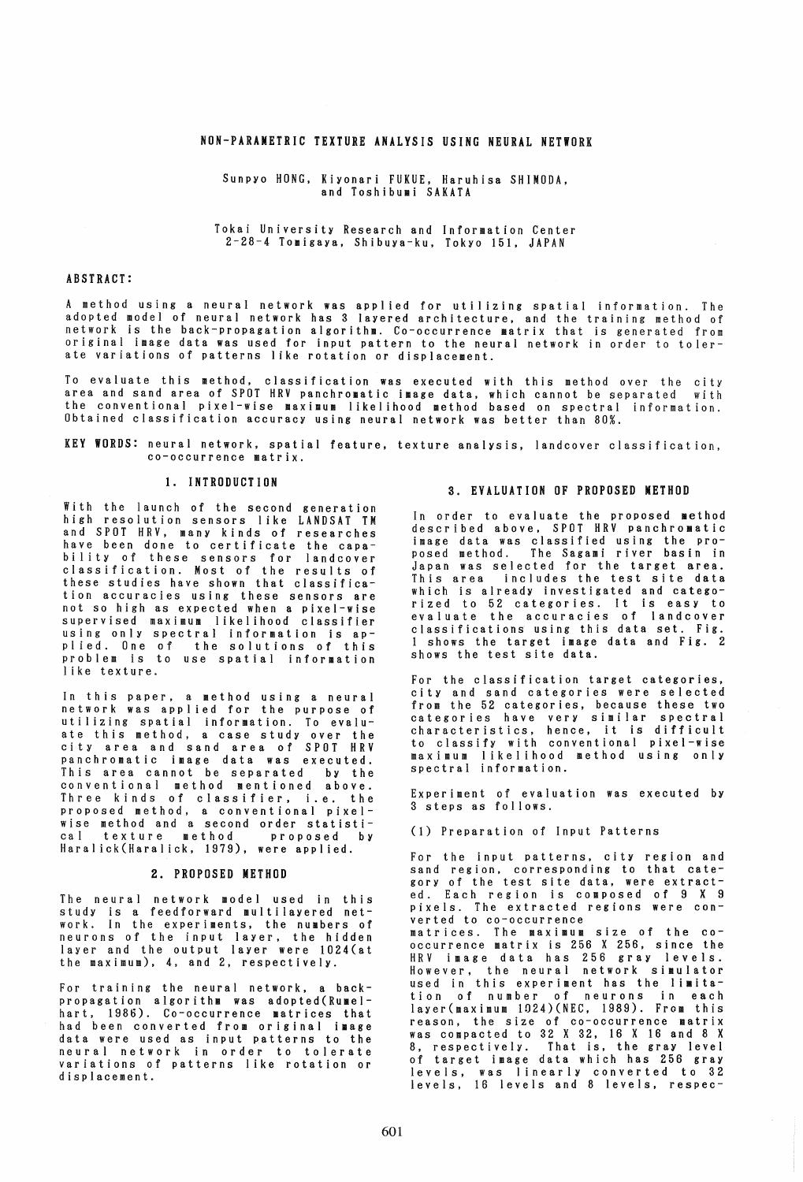# NON-PARAMETRIC TEXTURE ANALYSIS USING NEURAL NETWORK

Sunpyo HONG, Kiyonari FUKUE, Haruhisa SHIMODA, and Toshibumi SAKATA

Tokai University Research and Information Center
2-28-4 Tomigaya, Shibuya-ku, Tokyo 151, JAPAN

## ABSTRACT:

A method using a neural network was applied for utilizing spatial information. The adopted model of neural network has 3 layered architecture, and the training method of network is the back-propagation algorithm. Co-occurrence matrix that is generated from original image data was used for input pattern to the neural network in order to tolerate variations of patterns like rotation or displacement.

To evaluate this method, classification was executed with this method over the city area and sand area of SPOT HRV panchromatic image data, which cannot be separated with the conventional pixel-wise maximum likelihood method based on spectral information. Obtained classification accuracy using neural network was better than 80%.

**KEY WORDS:** neural network, spatial feature, texture analysis, landcover classification, co-occurrence matrix.

## 1. INTRODUCTION

With the launch of the second generation high resolution sensors like LANDSAT TM and SPOT HRV, many kinds of researches have been done to certificate the capability of these sensors for landcover classification. Most of the results of these studies have shown that classification accuracies using these sensors are not so high as expected when a pixel-wise supervised maximum likelihood classifier using only spectral information is applied. One of the solutions of this problem is to use spatial information like texture.

In this paper, a method using a neural network was applied for the purpose of utilizing spatial information. To evaluate this method, a case study over the city area and sand area of SPOT HRV panchromatic image data was executed. This area cannot be separated by the conventional method mentioned above. Three kinds of classifier, i.e. the proposed method, a conventional pixel-wise method and a second order statistical texture method proposed by Haralick(Haralick, 1979), were applied.

## 2. PROPOSED METHOD

The neural network model used in this study is a feedforward multilayered network. In the experiments, the numbers of neurons of the input layer, the hidden layer and the output layer were 1024(at the maximum), 4, and 2, respectively.

For training the neural network, a back-propagation algorithm was adopted(Rumelhart, 1986). Co-occurrence matrices that had been converted from original image data were used as input patterns to the neural network in order to tolerate variations of patterns like rotation or displacement.

## 3. EVALUATION OF PROPOSED METHOD

In order to evaluate the proposed method described above, SPOT HRV panchromatic image data was classified using the proposed method. The Sagami river basin in Japan was selected for the target area. This area includes the test site data which is already investigated and categorized to 52 categories. It is easy to evaluate the accuracies of landcover classifications using this data set. Fig. 1 shows the target image data and Fig. 2 shows the test site data.

For the classification target categories, city and sand categories were selected from the 52 categories, because these two categories have very similar spectral characteristics, hence, it is difficult to classify with conventional pixel-wise maximum likelihood method using only spectral information.

Experiment of evaluation was executed by 3 steps as follows.

(1) Preparation of Input Patterns

For the input patterns, city region and sand region, corresponding to that category of the test site data, were extracted. Each region is composed of 9 X 9 pixels. The extracted regions were converted to co-occurrence matrices. The maximum size of the co-occurrence matrix is 256 X 256, since the HRV image data has 256 gray levels. However, the neural network simulator used in this experiment has the limitation of number of neurons in each layer(maximum 1024)(NEC, 1989). From this reason, the size of co-occurrence matrix was compacted to 32 X 32, 16 X 16 and 8 X 8, respectively. That is, the gray level of target image data which has 256 gray levels, was linearly converted to 32 levels, 16 levels and 8 levels, respec-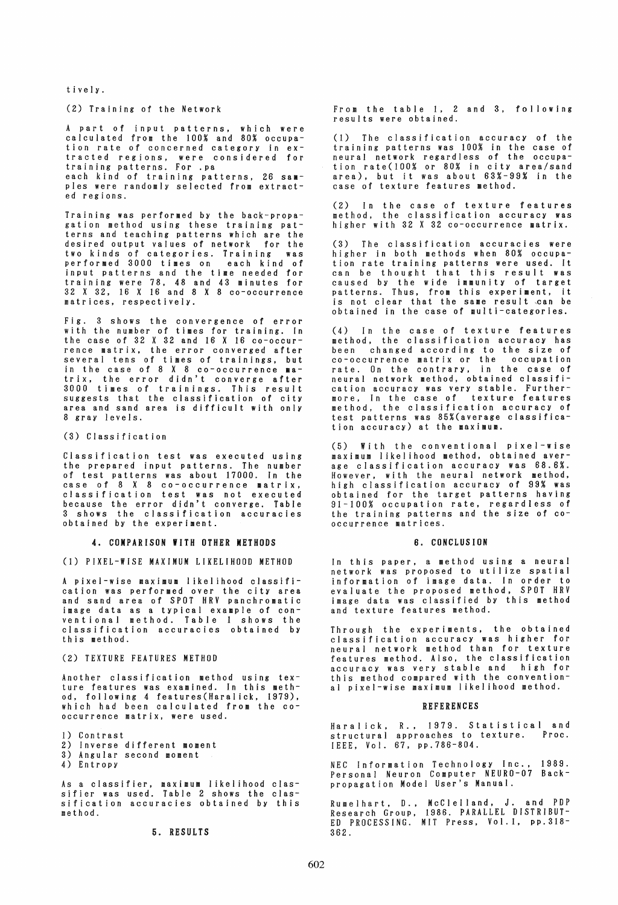tively.

(2) Training of the Network

A part of input patterns, which were calculated from the 100% and 80% occupation rate of concerned category in extracted regions, were considered for training patterns. For .pa
each kind of training patterns, 26 samples were randomly selected from extracted regions.

Training was performed by the back-propagation method using these training patterns and teaching patterns which are the desired output values of network for the two kinds of categories. Training was performed 3000 times on each kind of input patterns and the time needed for training were 78, 48 and 43 minutes for 32 X 32, 16 X 16 and 8 X 8 co-occurrence matrices, respectively.

Fig. 3 shows the convergence of error with the number of times for training. In the case of 32 X 32 and 16 X 16 co-occurrence matrix, the error converged after several tens of times of trainings, but in the case of 8 X 8 co-occurrence matrix, the error didn't converge after 3000 times of trainings. This result suggests that the classification of city area and sand area is difficult with only 8 gray levels.

(3) Classification

Classification test was executed using the prepared input patterns. The number of test patterns was about 17000. In the case of 8 X 8 co-occurrence matrix, classification test was not executed because the error didn't converge. Table 3 shows the classification accuracies obtained by the experiment.

## 4. COMPARISON WITH OTHER METHODS

(1) PIXEL-WISE MAXIMUM LIKELIHOOD METHOD

A pixel-wise maximum likelihood classification was performed over the city area and sand area of SPOT HRV panchromatic image data as a typical example of conventional method. Table 1 shows the classification accuracies obtained by this method.

(2) TEXTURE FEATURES METHOD

Another classification method using texture features was examined. In this method, following 4 features(Haralick, 1979), which had been calculated from the co-occurrence matrix, were used.

1) Contrast
2) Inverse different moment
3) Angular second moment
4) Entropy

As a classifier, maximum likelihood classifier was used. Table 2 shows the classification accuracies obtained by this method.

## 5. RESULTS

From the table 1, 2 and 3, following results were obtained.

(1) The classification accuracy of the training patterns was 100% in the case of neural network regardless of the occupation rate(100% or 80% in city area/sand area), but it was about 63%-99% in the case of texture features method.

(2) In the case of texture features method, the classification accuracy was higher with 32 X 32 co-occurrence matrix.

(3) The classification accuracies were higher in both methods when 80% occupation rate training patterns were used. It can be thought that this result was caused by the wide immunity of target patterns. Thus, from this experiment, it is not clear that the same result can be obtained in the case of multi-categories.

(4) In the case of texture features method, the classification accuracy has been changed according to the size of co-occurrence matrix or the occupation rate. On the contrary, in the case of neural network method, obtained classification accuracy was very stable. Furthermore, In the case of texture features method, the classification accuracy of test patterns was 85%(average classification accuracy) at the maximum.

(5) With the conventional pixel-wise maximum likelihood method, obtained average classification accuracy was 68.6%. However, with the neural network method, high classification accuracy of 99% was obtained for the target patterns having 91-100% occupation rate, regardless of the training patterns and the size of co-occurrence matrices.

## 6. CONCLUSION

In this paper, a method using a neural network was proposed to utilize spatial information of image data. In order to evaluate the proposed method, SPOT HRV image data was classified by this method and texture features method.

Through the experiments, the obtained classification accuracy was higher for neural network method than for texture features method. Also, the classification accuracy was very stable and high for this method compared with the conventional pixel-wise maximum likelihood method.

## REFERENCES

Haralick, R., 1979. Statistical and structural approaches to texture. Proc. IEEE, Vol. 67, pp.786-804.

NEC Information Technology Inc., 1989. Personal Neuron Computer NEURO-07 Back-propagation Model User's Manual.

Rumelhart, D., McClelland, J. and PDP Research Group, 1986. PARALLEL DISTRIBUTED PROCESSING. MIT Press, Vol.1, pp.318-362.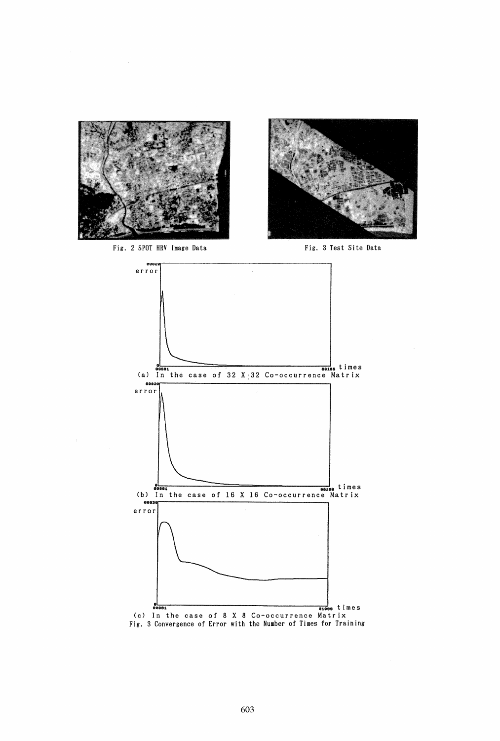Fig. 2 SPOT HRV Image Data

Fig. 3 Test Site Data

(a) In the case of 32 X 32 Co-occurrence Matrix

(b) In the case of 16 X 16 Co-occurrence Matrix

(c) In the case of 8 X 8 Co-occurrence Matrix

Fig. 3 Convergence of Error with the Number of Times for Training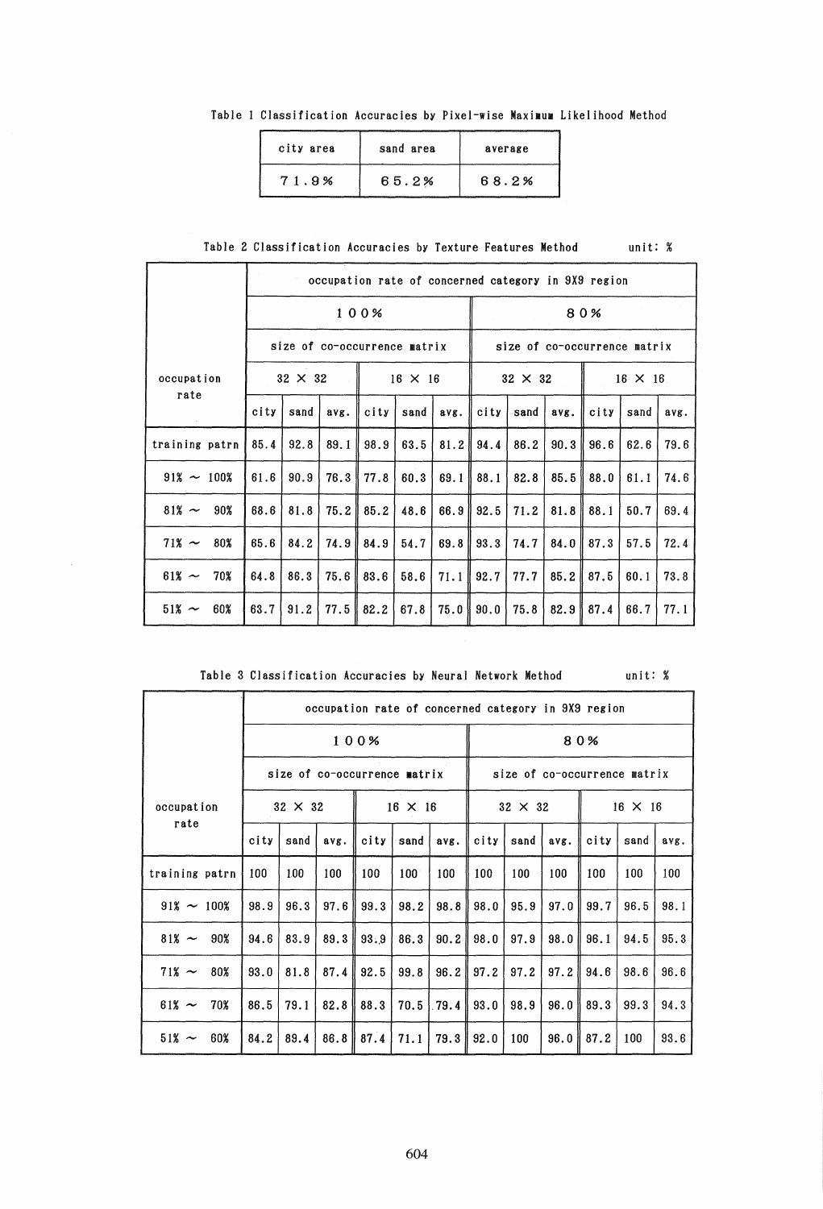Table 1 Classification Accuracies by Pixel-wise Maximum Likelihood Method

| city area | sand area | average |
|---|---|---|
| 71.9% | 65.2% | 68.2% |

Table 2 Classification Accuracies by Texture Features Method unit: %

| occupation rate | occupation rate of concerned category in 9X9 region | | | | | | | | | | | |
|---|---|---|---|---|---|---|---|---|---|---|---|---|
| | 100% | | | | | | 80% | | | | | |
| | size of co-occurrence matrix | | | | | | size of co-occurrence matrix | | | | | |
| | 32 × 32 | | | 16 × 16 | | | 32 × 32 | | | 16 × 16 | | |
| | city | sand | avg. | city | sand | avg. | city | sand | avg. | city | sand | avg. |
| training patrn | 85.4 | 92.8 | 89.1 | 98.9 | 63.5 | 81.2 | 94.4 | 86.2 | 90.3 | 96.6 | 62.6 | 79.6 |
| 91% ~ 100% | 61.6 | 90.9 | 76.3 | 77.8 | 60.3 | 69.1 | 88.1 | 82.8 | 85.5 | 88.0 | 61.1 | 74.6 |
| 81% ~ 90% | 68.6 | 81.8 | 75.2 | 85.2 | 48.6 | 66.9 | 92.5 | 71.2 | 81.8 | 88.1 | 50.7 | 69.4 |
| 71% ~ 80% | 65.6 | 84.2 | 74.9 | 84.9 | 54.7 | 69.8 | 93.3 | 74.7 | 84.0 | 87.3 | 57.5 | 72.4 |
| 61% ~ 70% | 64.8 | 86.3 | 75.6 | 83.6 | 58.6 | 71.1 | 92.7 | 77.7 | 85.2 | 87.5 | 60.1 | 73.8 |
| 51% ~ 60% | 63.7 | 91.2 | 77.5 | 82.2 | 67.8 | 75.0 | 90.0 | 75.8 | 82.9 | 87.4 | 66.7 | 77.1 |

Table 3 Classification Accuracies by Neural Network Method unit: %

| occupation rate | occupation rate of concerned category in 9X9 region | | | | | | | | | | | |
|---|---|---|---|---|---|---|---|---|---|---|---|---|
| | 100% | | | | | | 80% | | | | | |
| | size of co-occurrence matrix | | | | | | size of co-occurrence matrix | | | | | |
| | 32 × 32 | | | 16 × 16 | | | 32 × 32 | | | 16 × 16 | | |
| | city | sand | avg. | city | sand | avg. | city | sand | avg. | city | sand | avg. |
| training patrn | 100 | 100 | 100 | 100 | 100 | 100 | 100 | 100 | 100 | 100 | 100 | 100 |
| 91% ~ 100% | 98.9 | 96.3 | 97.6 | 99.3 | 98.2 | 98.8 | 98.0 | 95.9 | 97.0 | 99.7 | 96.5 | 98.1 |
| 81% ~ 90% | 94.6 | 83.9 | 89.3 | 93.9 | 86.3 | 90.2 | 98.0 | 97.9 | 98.0 | 96.1 | 94.5 | 95.3 |
| 71% ~ 80% | 93.0 | 81.8 | 87.4 | 92.5 | 99.8 | 96.2 | 97.2 | 97.2 | 97.2 | 94.6 | 98.6 | 96.6 |
| 61% ~ 70% | 86.5 | 79.1 | 82.8 | 88.3 | 70.5 | 79.4 | 93.0 | 98.9 | 96.0 | 89.3 | 99.3 | 94.3 |
| 51% ~ 60% | 84.2 | 89.4 | 86.8 | 87.4 | 71.1 | 79.3 | 92.0 | 100 | 96.0 | 87.2 | 100 | 93.6 |